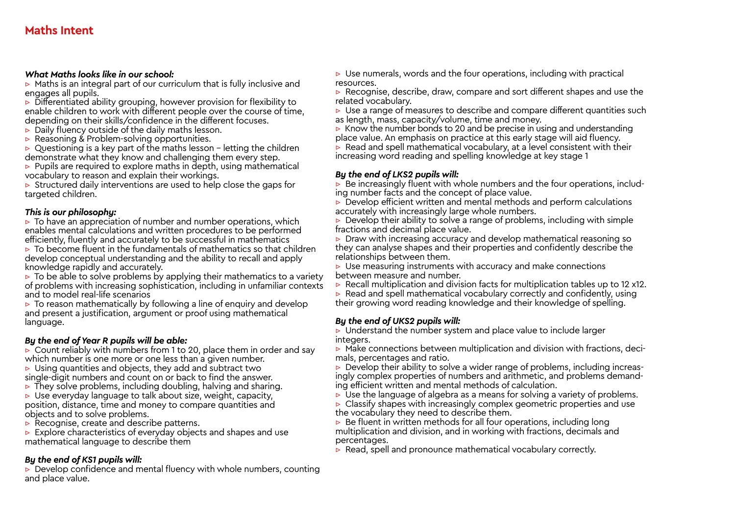# Maths Intent

***What Maths looks like in our school:***

- Maths is an integral part of our curriculum that is fully inclusive and engages all pupils.
- Differentiated ability grouping, however provision for flexibility to enable children to work with different people over the course of time, depending on their skills/confidence in the different focuses.
- Daily fluency outside of the daily maths lesson.
- Reasoning & Problem-solving opportunities.
- Questioning is a key part of the maths lesson – letting the children demonstrate what they know and challenging them every step.
- Pupils are required to explore maths in depth, using mathematical vocabulary to reason and explain their workings.
- Structured daily interventions are used to help close the gaps for targeted children.

***This is our philosophy:***

- To have an appreciation of number and number operations, which enables mental calculations and written procedures to be performed efficiently, fluently and accurately to be successful in mathematics
- To become fluent in the fundamentals of mathematics so that children develop conceptual understanding and the ability to recall and apply knowledge rapidly and accurately.
- To be able to solve problems by applying their mathematics to a variety of problems with increasing sophistication, including in unfamiliar contexts and to model real-life scenarios
- To reason mathematically by following a line of enquiry and develop and present a justification, argument or proof using mathematical language.

***By the end of Year R pupils will be able:***

- Count reliably with numbers from 1 to 20, place them in order and say which number is one more or one less than a given number.
- Using quantities and objects, they add and subtract two single-digit numbers and count on or back to find the answer.
- They solve problems, including doubling, halving and sharing.
- Use everyday language to talk about size, weight, capacity, position, distance, time and money to compare quantities and objects and to solve problems.
- Recognise, create and describe patterns.
- Explore characteristics of everyday objects and shapes and use mathematical language to describe them

***By the end of KS1 pupils will:***

- Develop confidence and mental fluency with whole numbers, counting and place value.
- Use numerals, words and the four operations, including with practical resources.
- Recognise, describe, draw, compare and sort different shapes and use the related vocabulary.
- Use a range of measures to describe and compare different quantities such as length, mass, capacity/volume, time and money.
- Know the number bonds to 20 and be precise in using and understanding place value. An emphasis on practice at this early stage will aid fluency.
- Read and spell mathematical vocabulary, at a level consistent with their increasing word reading and spelling knowledge at key stage 1

***By the end of LKS2 pupils will:***

- Be increasingly fluent with whole numbers and the four operations, including number facts and the concept of place value.
- Develop efficient written and mental methods and perform calculations accurately with increasingly large whole numbers.
- Develop their ability to solve a range of problems, including with simple fractions and decimal place value.
- Draw with increasing accuracy and develop mathematical reasoning so they can analyse shapes and their properties and confidently describe the relationships between them.
- Use measuring instruments with accuracy and make connections between measure and number.
- Recall multiplication and division facts for multiplication tables up to 12 x12.
- Read and spell mathematical vocabulary correctly and confidently, using their growing word reading knowledge and their knowledge of spelling.

***By the end of UKS2 pupils will:***

- Understand the number system and place value to include larger integers.
- Make connections between multiplication and division with fractions, decimals, percentages and ratio.
- Develop their ability to solve a wider range of problems, including increasingly complex properties of numbers and arithmetic, and problems demanding efficient written and mental methods of calculation.
- Use the language of algebra as a means for solving a variety of problems.
- Classify shapes with increasingly complex geometric properties and use the vocabulary they need to describe them.
- Be fluent in written methods for all four operations, including long multiplication and division, and in working with fractions, decimals and percentages.
- Read, spell and pronounce mathematical vocabulary correctly.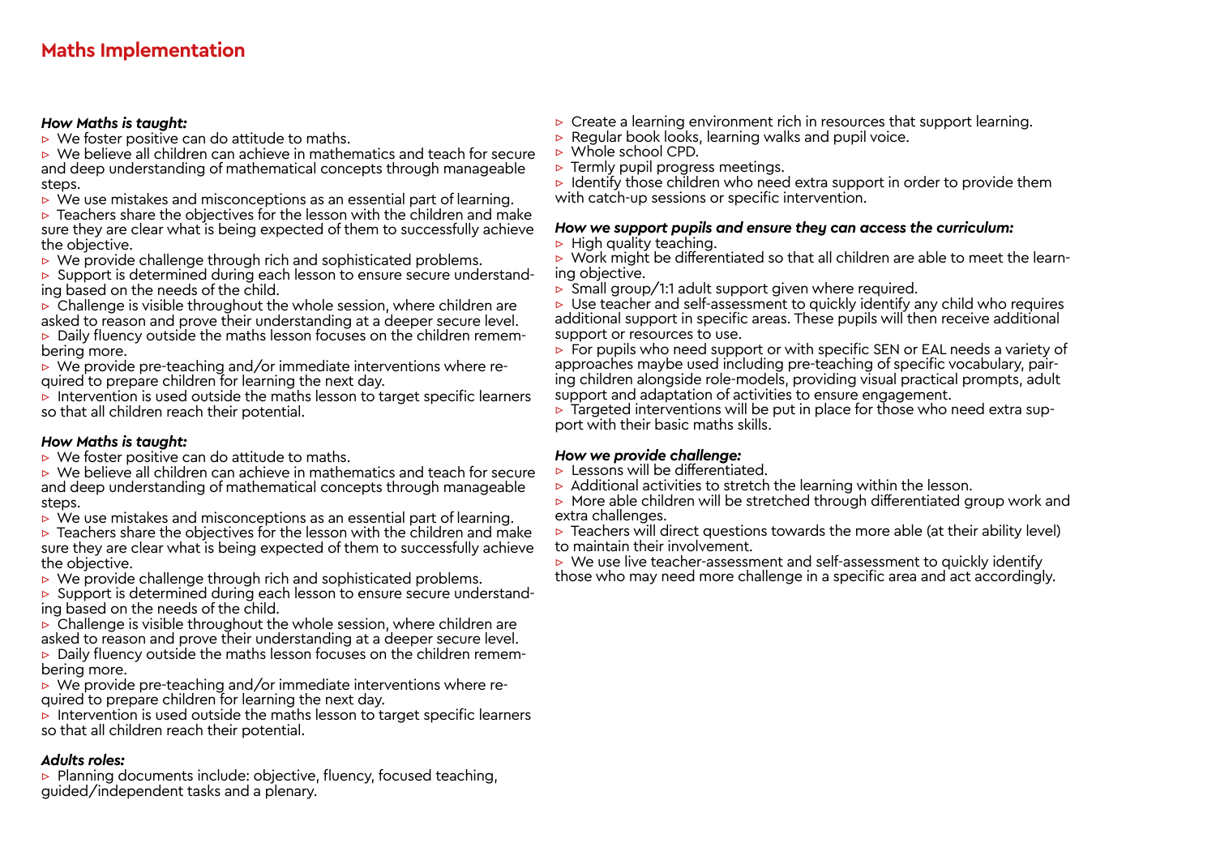# Maths Implementation

***How Maths is taught:***

- We foster positive can do attitude to maths.
- We believe all children can achieve in mathematics and teach for secure and deep understanding of mathematical concepts through manageable steps.
- We use mistakes and misconceptions as an essential part of learning.
- Teachers share the objectives for the lesson with the children and make sure they are clear what is being expected of them to successfully achieve the objective.
- We provide challenge through rich and sophisticated problems.
- Support is determined during each lesson to ensure secure understanding based on the needs of the child.
- Challenge is visible throughout the whole session, where children are asked to reason and prove their understanding at a deeper secure level.
- Daily fluency outside the maths lesson focuses on the children remembering more.
- We provide pre-teaching and/or immediate interventions where required to prepare children for learning the next day.
- Intervention is used outside the maths lesson to target specific learners so that all children reach their potential.

***How Maths is taught:***

- We foster positive can do attitude to maths.
- We believe all children can achieve in mathematics and teach for secure and deep understanding of mathematical concepts through manageable steps.
- We use mistakes and misconceptions as an essential part of learning.
- Teachers share the objectives for the lesson with the children and make sure they are clear what is being expected of them to successfully achieve the objective.
- We provide challenge through rich and sophisticated problems.
- Support is determined during each lesson to ensure secure understanding based on the needs of the child.
- Challenge is visible throughout the whole session, where children are asked to reason and prove their understanding at a deeper secure level.
- Daily fluency outside the maths lesson focuses on the children remembering more.
- We provide pre-teaching and/or immediate interventions where required to prepare children for learning the next day.
- Intervention is used outside the maths lesson to target specific learners so that all children reach their potential.

***Adults roles:***

- Planning documents include: objective, fluency, focused teaching, guided/independent tasks and a plenary.
- Create a learning environment rich in resources that support learning.
- Regular book looks, learning walks and pupil voice.
- Whole school CPD.
- Termly pupil progress meetings.
- Identify those children who need extra support in order to provide them with catch-up sessions or specific intervention.

***How we support pupils and ensure they can access the curriculum:***

- High quality teaching.
- Work might be differentiated so that all children are able to meet the learning objective.
- Small group/1:1 adult support given where required.
- Use teacher and self-assessment to quickly identify any child who requires additional support in specific areas. These pupils will then receive additional support or resources to use.
- For pupils who need support or with specific SEN or EAL needs a variety of approaches maybe used including pre-teaching of specific vocabulary, pairing children alongside role-models, providing visual practical prompts, adult support and adaptation of activities to ensure engagement.
- Targeted interventions will be put in place for those who need extra support with their basic maths skills.

***How we provide challenge:***

- Lessons will be differentiated.
- Additional activities to stretch the learning within the lesson.
- More able children will be stretched through differentiated group work and extra challenges.
- Teachers will direct questions towards the more able (at their ability level) to maintain their involvement.
- We use live teacher-assessment and self-assessment to quickly identify those who may need more challenge in a specific area and act accordingly.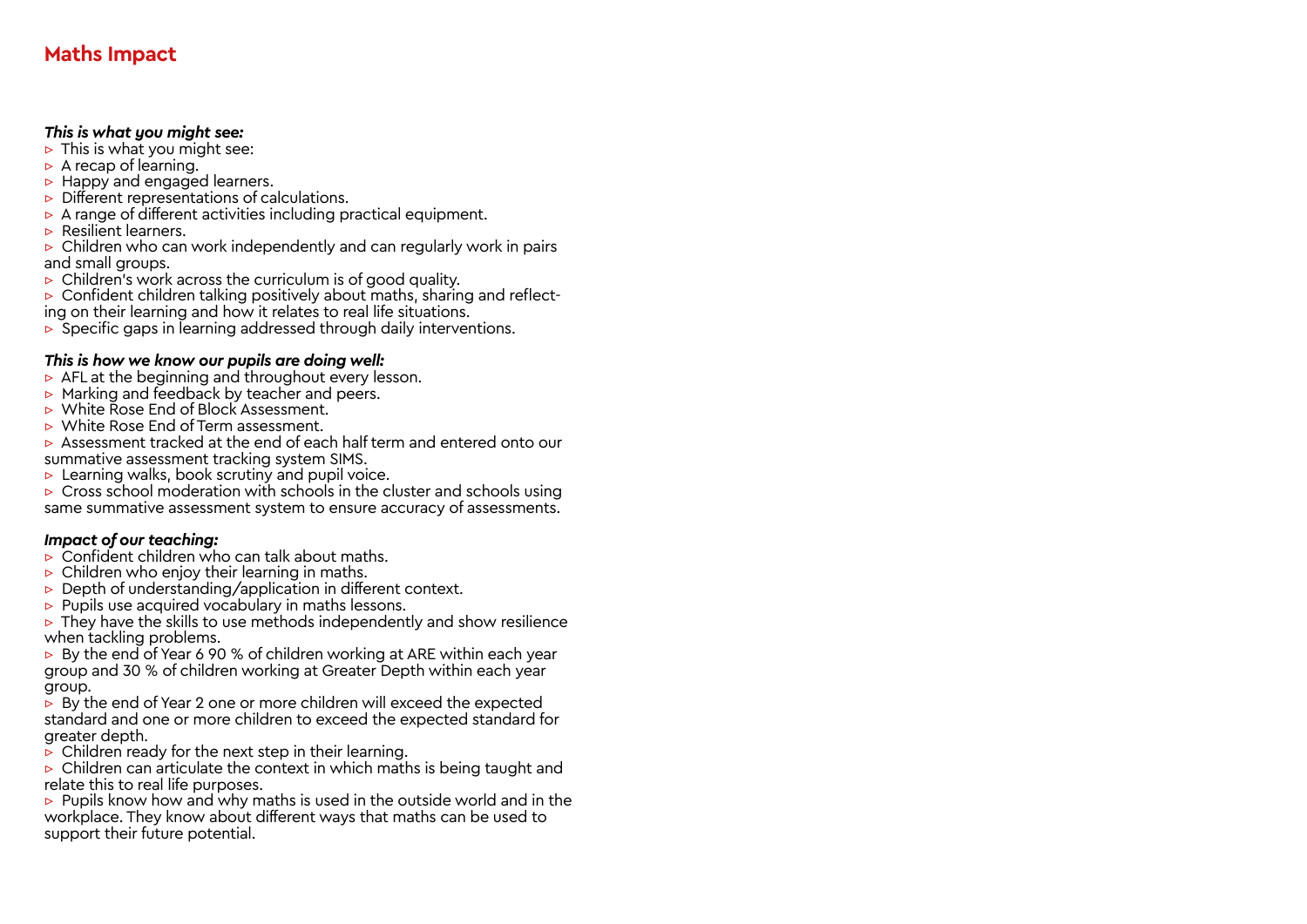## Maths Impact

***This is what you might see:***

- This is what you might see:
- A recap of learning.
- Happy and engaged learners.
- Different representations of calculations.
- A range of different activities including practical equipment.
- Resilient learners.
- Children who can work independently and can regularly work in pairs and small groups.
- Children's work across the curriculum is of good quality.
- Confident children talking positively about maths, sharing and reflecting on their learning and how it relates to real life situations.
- Specific gaps in learning addressed through daily interventions.

***This is how we know our pupils are doing well:***

- AFL at the beginning and throughout every lesson.
- Marking and feedback by teacher and peers.
- White Rose End of Block Assessment.
- White Rose End of Term assessment.
- Assessment tracked at the end of each half term and entered onto our summative assessment tracking system SIMS.
- Learning walks, book scrutiny and pupil voice.
- Cross school moderation with schools in the cluster and schools using same summative assessment system to ensure accuracy of assessments.

***Impact of our teaching:***

- Confident children who can talk about maths.
- Children who enjoy their learning in maths.
- Depth of understanding/application in different context.
- Pupils use acquired vocabulary in maths lessons.
- They have the skills to use methods independently and show resilience when tackling problems.
- By the end of Year 6 90 % of children working at ARE within each year group and 30 % of children working at Greater Depth within each year group.
- By the end of Year 2 one or more children will exceed the expected standard and one or more children to exceed the expected standard for greater depth.
- Children ready for the next step in their learning.
- Children can articulate the context in which maths is being taught and relate this to real life purposes.
- Pupils know how and why maths is used in the outside world and in the workplace. They know about different ways that maths can be used to support their future potential.